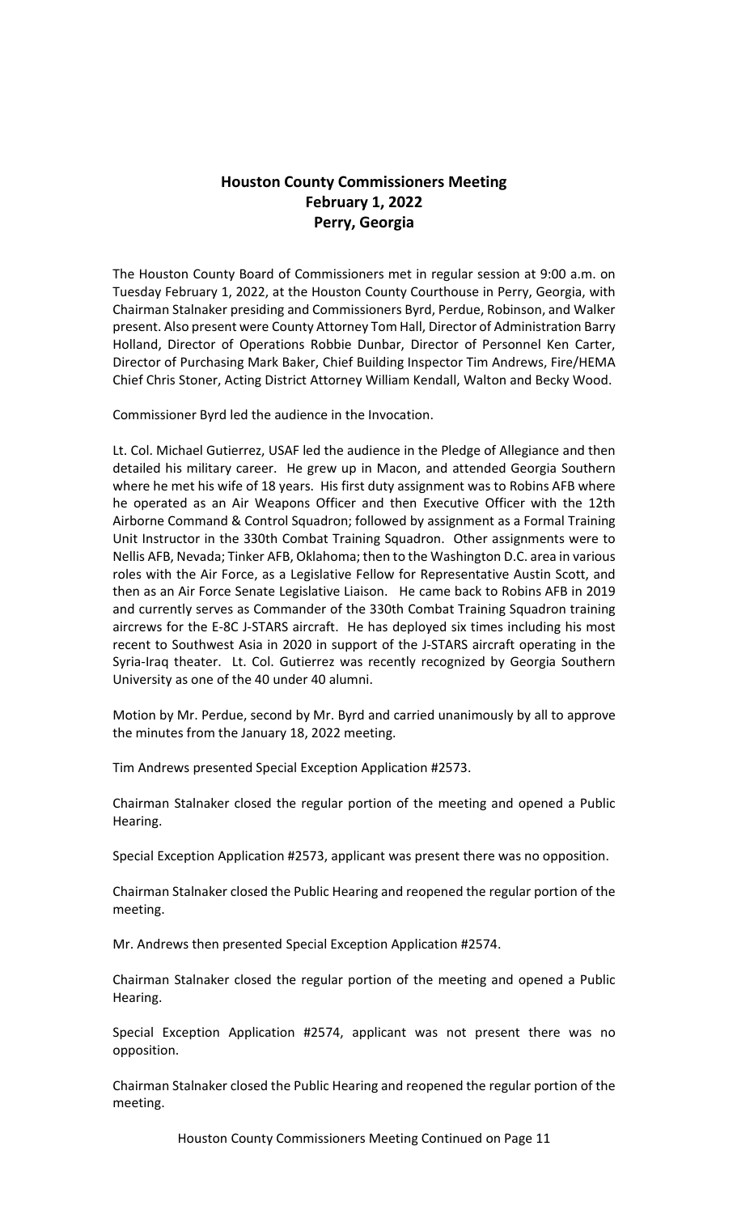# Houston County Commissioners Meeting
## February 1, 2022
## Perry, Georgia

The Houston County Board of Commissioners met in regular session at 9:00 a.m. on Tuesday February 1, 2022, at the Houston County Courthouse in Perry, Georgia, with Chairman Stalnaker presiding and Commissioners Byrd, Perdue, Robinson, and Walker present. Also present were County Attorney Tom Hall, Director of Administration Barry Holland, Director of Operations Robbie Dunbar, Director of Personnel Ken Carter, Director of Purchasing Mark Baker, Chief Building Inspector Tim Andrews, Fire/HEMA Chief Chris Stoner, Acting District Attorney William Kendall, Walton and Becky Wood.

Commissioner Byrd led the audience in the Invocation.

Lt. Col. Michael Gutierrez, USAF led the audience in the Pledge of Allegiance and then detailed his military career. He grew up in Macon, and attended Georgia Southern where he met his wife of 18 years. His first duty assignment was to Robins AFB where he operated as an Air Weapons Officer and then Executive Officer with the 12th Airborne Command & Control Squadron; followed by assignment as a Formal Training Unit Instructor in the 330th Combat Training Squadron. Other assignments were to Nellis AFB, Nevada; Tinker AFB, Oklahoma; then to the Washington D.C. area in various roles with the Air Force, as a Legislative Fellow for Representative Austin Scott, and then as an Air Force Senate Legislative Liaison. He came back to Robins AFB in 2019 and currently serves as Commander of the 330th Combat Training Squadron training aircrews for the E-8C J-STARS aircraft. He has deployed six times including his most recent to Southwest Asia in 2020 in support of the J-STARS aircraft operating in the Syria-Iraq theater. Lt. Col. Gutierrez was recently recognized by Georgia Southern University as one of the 40 under 40 alumni.

Motion by Mr. Perdue, second by Mr. Byrd and carried unanimously by all to approve the minutes from the January 18, 2022 meeting.

Tim Andrews presented Special Exception Application #2573.

Chairman Stalnaker closed the regular portion of the meeting and opened a Public Hearing.

Special Exception Application #2573, applicant was present there was no opposition.

Chairman Stalnaker closed the Public Hearing and reopened the regular portion of the meeting.

Mr. Andrews then presented Special Exception Application #2574.

Chairman Stalnaker closed the regular portion of the meeting and opened a Public Hearing.

Special Exception Application #2574, applicant was not present there was no opposition.

Chairman Stalnaker closed the Public Hearing and reopened the regular portion of the meeting.

Houston County Commissioners Meeting Continued on Page 11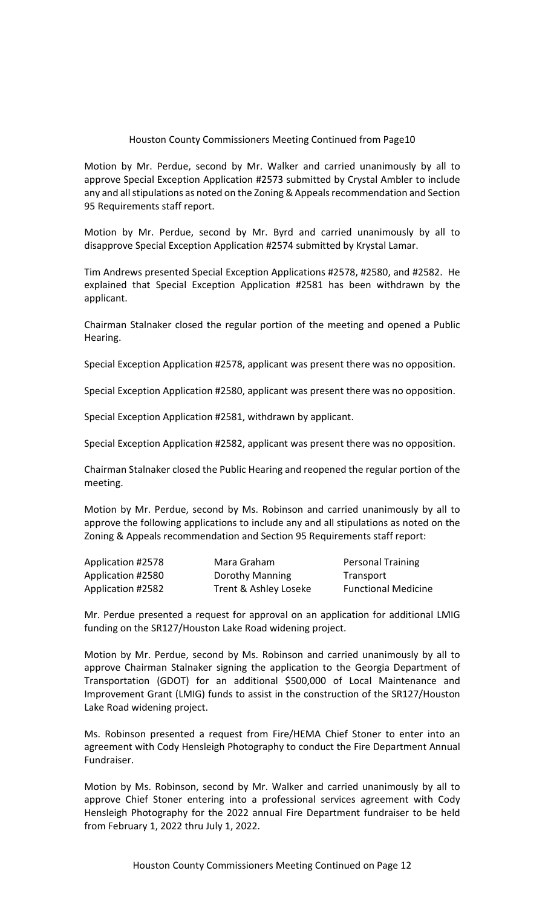Houston County Commissioners Meeting Continued from Page10

Motion by Mr. Perdue, second by Mr. Walker and carried unanimously by all to approve Special Exception Application #2573 submitted by Crystal Ambler to include any and all stipulations as noted on the Zoning & Appeals recommendation and Section 95 Requirements staff report.

Motion by Mr. Perdue, second by Mr. Byrd and carried unanimously by all to disapprove Special Exception Application #2574 submitted by Krystal Lamar.

Tim Andrews presented Special Exception Applications #2578, #2580, and #2582. He explained that Special Exception Application #2581 has been withdrawn by the applicant.

Chairman Stalnaker closed the regular portion of the meeting and opened a Public Hearing.

Special Exception Application #2578, applicant was present there was no opposition.

Special Exception Application #2580, applicant was present there was no opposition.

Special Exception Application #2581, withdrawn by applicant.

Special Exception Application #2582, applicant was present there was no opposition.

Chairman Stalnaker closed the Public Hearing and reopened the regular portion of the meeting.

Motion by Mr. Perdue, second by Ms. Robinson and carried unanimously by all to approve the following applications to include any and all stipulations as noted on the Zoning & Appeals recommendation and Section 95 Requirements staff report:

| | | |
|---|---|---|
| Application #2578 | Mara Graham | Personal Training |
| Application #2580 | Dorothy Manning | Transport |
| Application #2582 | Trent & Ashley Loseke | Functional Medicine |

Mr. Perdue presented a request for approval on an application for additional LMIG funding on the SR127/Houston Lake Road widening project.

Motion by Mr. Perdue, second by Ms. Robinson and carried unanimously by all to approve Chairman Stalnaker signing the application to the Georgia Department of Transportation (GDOT) for an additional $500,000 of Local Maintenance and Improvement Grant (LMIG) funds to assist in the construction of the SR127/Houston Lake Road widening project.

Ms. Robinson presented a request from Fire/HEMA Chief Stoner to enter into an agreement with Cody Hensleigh Photography to conduct the Fire Department Annual Fundraiser.

Motion by Ms. Robinson, second by Mr. Walker and carried unanimously by all to approve Chief Stoner entering into a professional services agreement with Cody Hensleigh Photography for the 2022 annual Fire Department fundraiser to be held from February 1, 2022 thru July 1, 2022.

Houston County Commissioners Meeting Continued on Page 12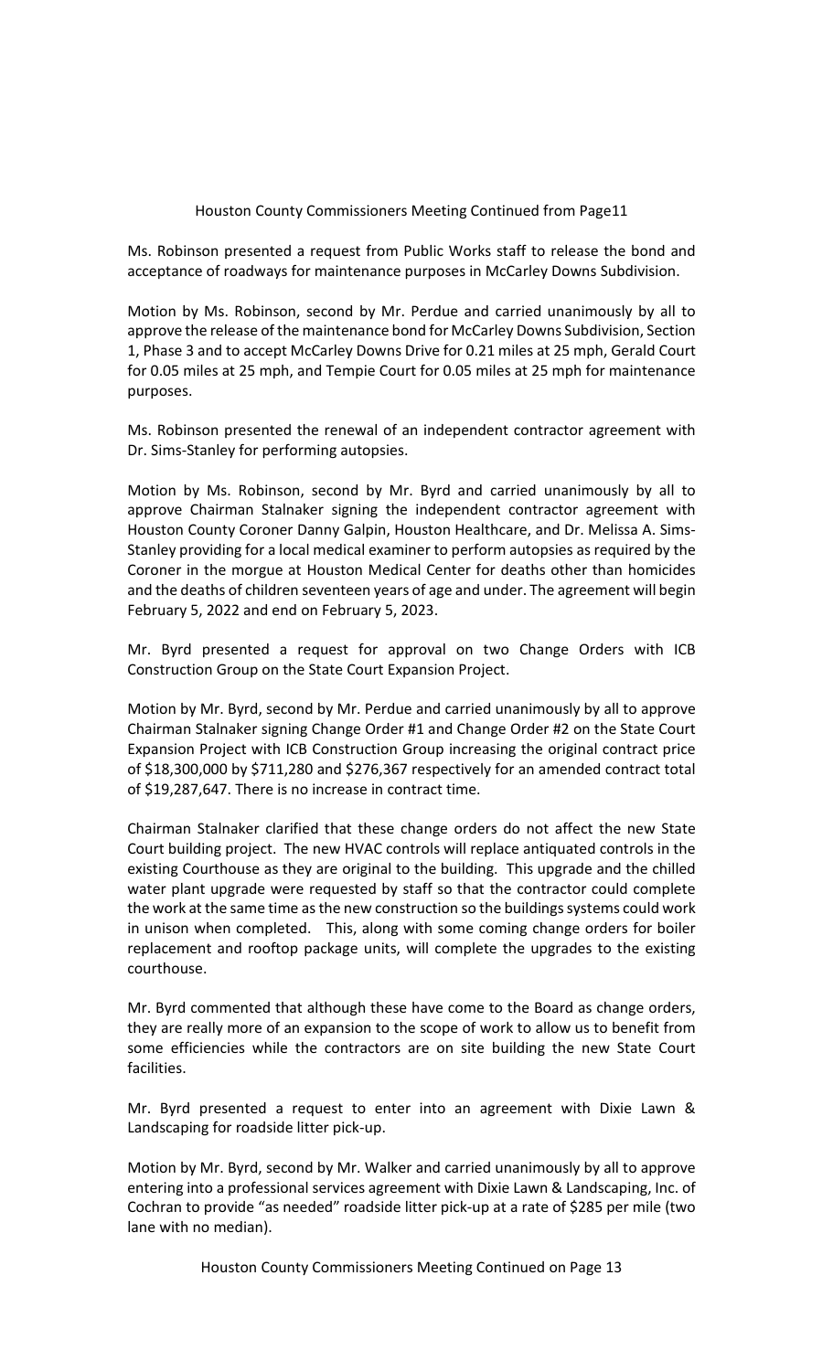Houston County Commissioners Meeting Continued from Page11

Ms. Robinson presented a request from Public Works staff to release the bond and acceptance of roadways for maintenance purposes in McCarley Downs Subdivision.

Motion by Ms. Robinson, second by Mr. Perdue and carried unanimously by all to approve the release of the maintenance bond for McCarley Downs Subdivision, Section 1, Phase 3 and to accept McCarley Downs Drive for 0.21 miles at 25 mph, Gerald Court for 0.05 miles at 25 mph, and Tempie Court for 0.05 miles at 25 mph for maintenance purposes.

Ms. Robinson presented the renewal of an independent contractor agreement with Dr. Sims-Stanley for performing autopsies.

Motion by Ms. Robinson, second by Mr. Byrd and carried unanimously by all to approve Chairman Stalnaker signing the independent contractor agreement with Houston County Coroner Danny Galpin, Houston Healthcare, and Dr. Melissa A. Sims-Stanley providing for a local medical examiner to perform autopsies as required by the Coroner in the morgue at Houston Medical Center for deaths other than homicides and the deaths of children seventeen years of age and under. The agreement will begin February 5, 2022 and end on February 5, 2023.

Mr. Byrd presented a request for approval on two Change Orders with ICB Construction Group on the State Court Expansion Project.

Motion by Mr. Byrd, second by Mr. Perdue and carried unanimously by all to approve Chairman Stalnaker signing Change Order #1 and Change Order #2 on the State Court Expansion Project with ICB Construction Group increasing the original contract price of $18,300,000 by $711,280 and $276,367 respectively for an amended contract total of $19,287,647. There is no increase in contract time.

Chairman Stalnaker clarified that these change orders do not affect the new State Court building project. The new HVAC controls will replace antiquated controls in the existing Courthouse as they are original to the building. This upgrade and the chilled water plant upgrade were requested by staff so that the contractor could complete the work at the same time as the new construction so the buildings systems could work in unison when completed. This, along with some coming change orders for boiler replacement and rooftop package units, will complete the upgrades to the existing courthouse.

Mr. Byrd commented that although these have come to the Board as change orders, they are really more of an expansion to the scope of work to allow us to benefit from some efficiencies while the contractors are on site building the new State Court facilities.

Mr. Byrd presented a request to enter into an agreement with Dixie Lawn & Landscaping for roadside litter pick-up.

Motion by Mr. Byrd, second by Mr. Walker and carried unanimously by all to approve entering into a professional services agreement with Dixie Lawn & Landscaping, Inc. of Cochran to provide "as needed" roadside litter pick-up at a rate of $285 per mile (two lane with no median).

Houston County Commissioners Meeting Continued on Page 13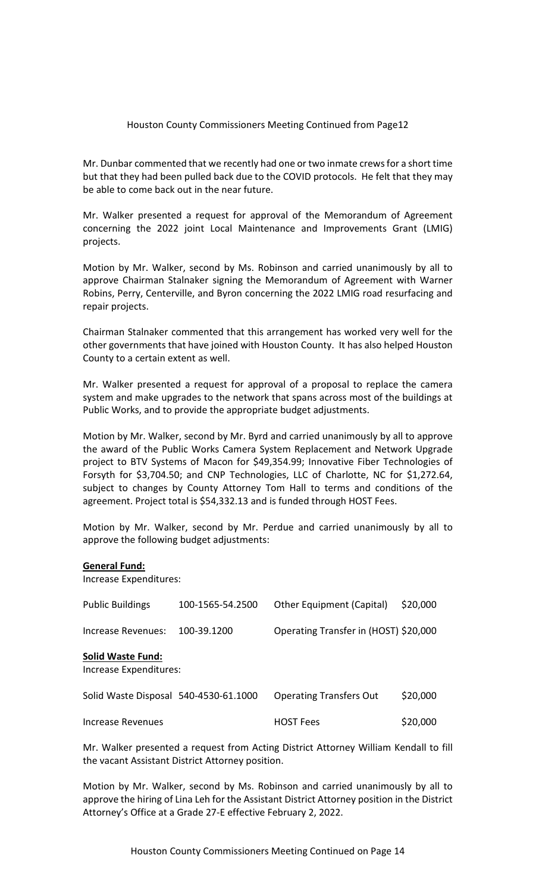Mr. Dunbar commented that we recently had one or two inmate crews for a short time but that they had been pulled back due to the COVID protocols. He felt that they may be able to come back out in the near future.

Mr. Walker presented a request for approval of the Memorandum of Agreement concerning the 2022 joint Local Maintenance and Improvements Grant (LMIG) projects.

Motion by Mr. Walker, second by Ms. Robinson and carried unanimously by all to approve Chairman Stalnaker signing the Memorandum of Agreement with Warner Robins, Perry, Centerville, and Byron concerning the 2022 LMIG road resurfacing and repair projects.

Chairman Stalnaker commented that this arrangement has worked very well for the other governments that have joined with Houston County. It has also helped Houston County to a certain extent as well.

Mr. Walker presented a request for approval of a proposal to replace the camera system and make upgrades to the network that spans across most of the buildings at Public Works, and to provide the appropriate budget adjustments.

Motion by Mr. Walker, second by Mr. Byrd and carried unanimously by all to approve the award of the Public Works Camera System Replacement and Network Upgrade project to BTV Systems of Macon for $49,354.99; Innovative Fiber Technologies of Forsyth for $3,704.50; and CNP Technologies, LLC of Charlotte, NC for $1,272.64, subject to changes by County Attorney Tom Hall to terms and conditions of the agreement. Project total is $54,332.13 and is funded through HOST Fees.

Motion by Mr. Walker, second by Mr. Perdue and carried unanimously by all to approve the following budget adjustments:

**General Fund:**

Increase Expenditures:

| | | | |
|---|---|---|---|
| Public Buildings | 100-1565-54.2500 | Other Equipment (Capital) | $20,000 |
| Increase Revenues: | 100-39.1200 | Operating Transfer in (HOST) | $20,000 |

**Solid Waste Fund:**

Increase Expenditures:

| | | | |
|---|---|---|---|
| Solid Waste Disposal | 540-4530-61.1000 | Operating Transfers Out | $20,000 |
| Increase Revenues | | HOST Fees | $20,000 |

Mr. Walker presented a request from Acting District Attorney William Kendall to fill the vacant Assistant District Attorney position.

Motion by Mr. Walker, second by Ms. Robinson and carried unanimously by all to approve the hiring of Lina Leh for the Assistant District Attorney position in the District Attorney's Office at a Grade 27-E effective February 2, 2022.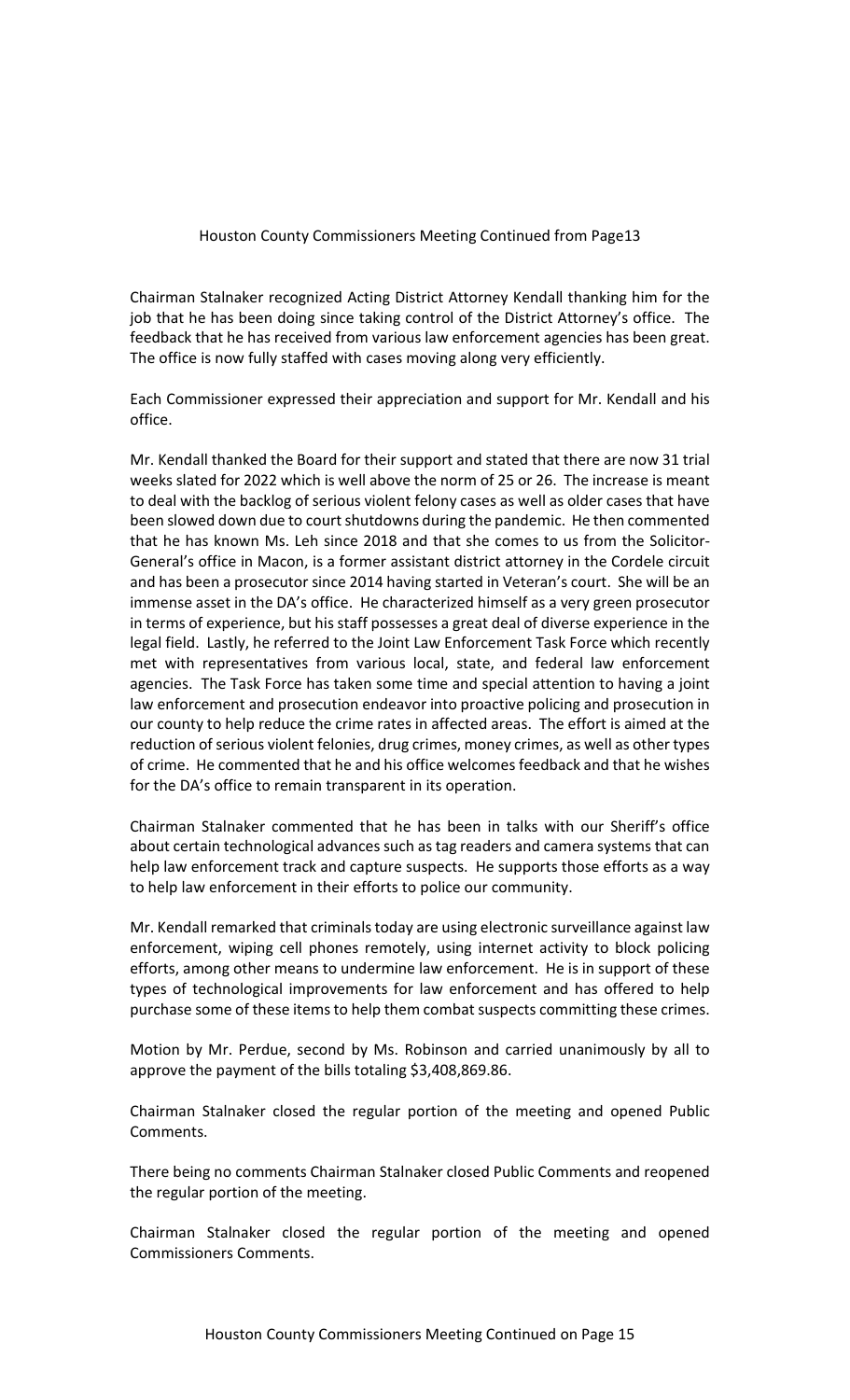Chairman Stalnaker recognized Acting District Attorney Kendall thanking him for the job that he has been doing since taking control of the District Attorney's office. The feedback that he has received from various law enforcement agencies has been great. The office is now fully staffed with cases moving along very efficiently.

Each Commissioner expressed their appreciation and support for Mr. Kendall and his office.

Mr. Kendall thanked the Board for their support and stated that there are now 31 trial weeks slated for 2022 which is well above the norm of 25 or 26. The increase is meant to deal with the backlog of serious violent felony cases as well as older cases that have been slowed down due to court shutdowns during the pandemic. He then commented that he has known Ms. Leh since 2018 and that she comes to us from the Solicitor-General's office in Macon, is a former assistant district attorney in the Cordele circuit and has been a prosecutor since 2014 having started in Veteran's court. She will be an immense asset in the DA's office. He characterized himself as a very green prosecutor in terms of experience, but his staff possesses a great deal of diverse experience in the legal field. Lastly, he referred to the Joint Law Enforcement Task Force which recently met with representatives from various local, state, and federal law enforcement agencies. The Task Force has taken some time and special attention to having a joint law enforcement and prosecution endeavor into proactive policing and prosecution in our county to help reduce the crime rates in affected areas. The effort is aimed at the reduction of serious violent felonies, drug crimes, money crimes, as well as other types of crime. He commented that he and his office welcomes feedback and that he wishes for the DA's office to remain transparent in its operation.

Chairman Stalnaker commented that he has been in talks with our Sheriff's office about certain technological advances such as tag readers and camera systems that can help law enforcement track and capture suspects. He supports those efforts as a way to help law enforcement in their efforts to police our community.

Mr. Kendall remarked that criminals today are using electronic surveillance against law enforcement, wiping cell phones remotely, using internet activity to block policing efforts, among other means to undermine law enforcement. He is in support of these types of technological improvements for law enforcement and has offered to help purchase some of these items to help them combat suspects committing these crimes.

Motion by Mr. Perdue, second by Ms. Robinson and carried unanimously by all to approve the payment of the bills totaling $3,408,869.86.

Chairman Stalnaker closed the regular portion of the meeting and opened Public Comments.

There being no comments Chairman Stalnaker closed Public Comments and reopened the regular portion of the meeting.

Chairman Stalnaker closed the regular portion of the meeting and opened Commissioners Comments.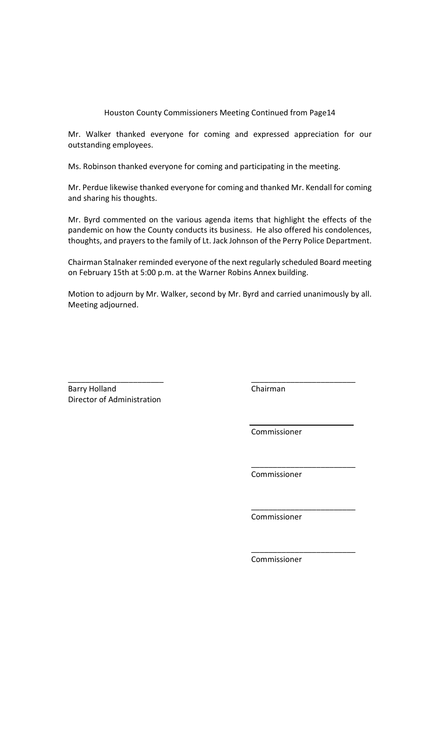Houston County Commissioners Meeting Continued from Page14

Mr. Walker thanked everyone for coming and expressed appreciation for our outstanding employees.

Ms. Robinson thanked everyone for coming and participating in the meeting.

Mr. Perdue likewise thanked everyone for coming and thanked Mr. Kendall for coming and sharing his thoughts.

Mr. Byrd commented on the various agenda items that highlight the effects of the pandemic on how the County conducts its business. He also offered his condolences, thoughts, and prayers to the family of Lt. Jack Johnson of the Perry Police Department.

Chairman Stalnaker reminded everyone of the next regularly scheduled Board meeting on February 15th at 5:00 p.m. at the Warner Robins Annex building.

Motion to adjourn by Mr. Walker, second by Mr. Byrd and carried unanimously by all. Meeting adjourned.

______________________
Barry Holland
Director of Administration

______________________
Chairman

______________________
Commissioner

______________________
Commissioner

______________________
Commissioner

______________________
Commissioner